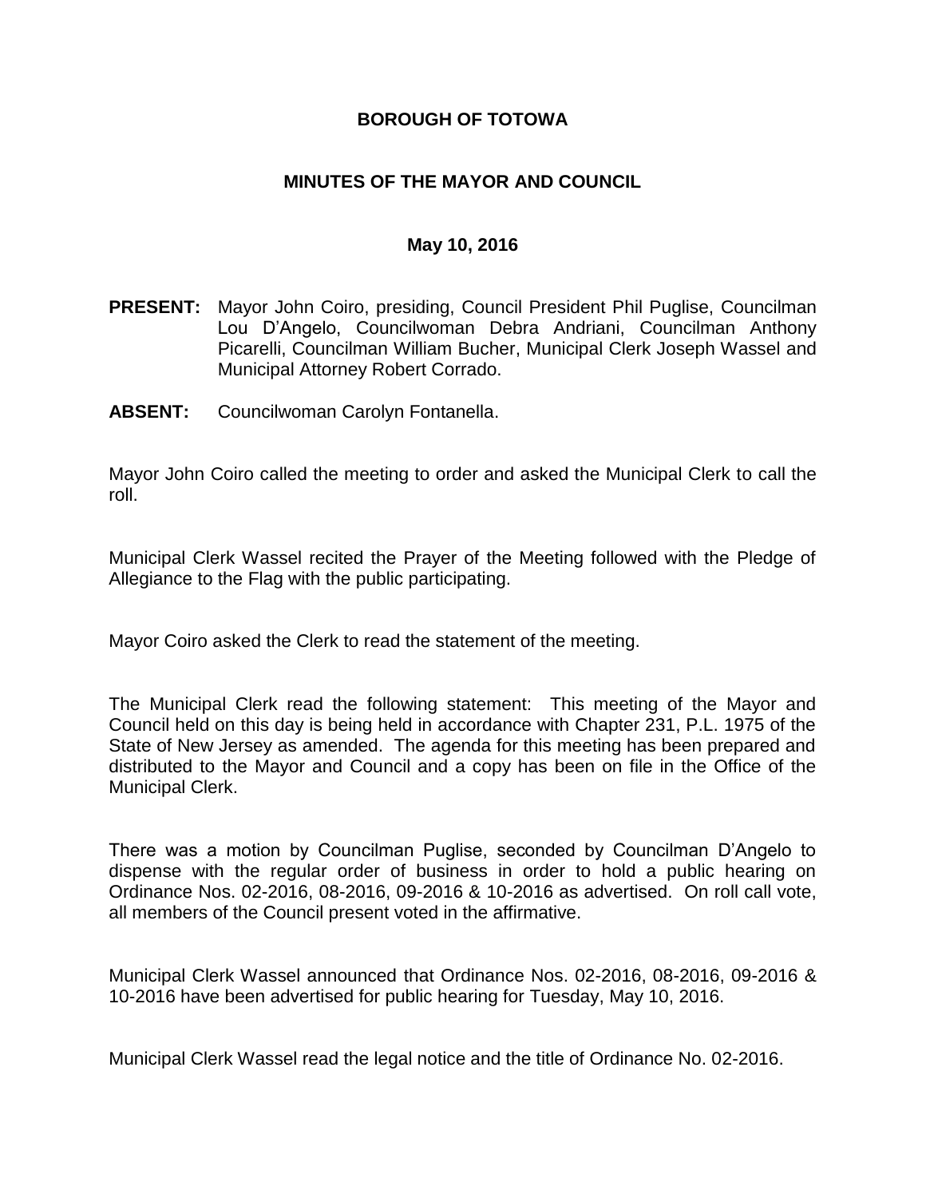# BOROUGH OF TOTOWA

## MINUTES OF THE MAYOR AND COUNCIL

### May 10, 2016

**PRESENT:** Mayor John Coiro, presiding, Council President Phil Puglise, Councilman Lou D'Angelo, Councilwoman Debra Andriani, Councilman Anthony Picarelli, Councilman William Bucher, Municipal Clerk Joseph Wassel and Municipal Attorney Robert Corrado.

**ABSENT:** Councilwoman Carolyn Fontanella.

Mayor John Coiro called the meeting to order and asked the Municipal Clerk to call the roll.

Municipal Clerk Wassel recited the Prayer of the Meeting followed with the Pledge of Allegiance to the Flag with the public participating.

Mayor Coiro asked the Clerk to read the statement of the meeting.

The Municipal Clerk read the following statement: This meeting of the Mayor and Council held on this day is being held in accordance with Chapter 231, P.L. 1975 of the State of New Jersey as amended. The agenda for this meeting has been prepared and distributed to the Mayor and Council and a copy has been on file in the Office of the Municipal Clerk.

There was a motion by Councilman Puglise, seconded by Councilman D'Angelo to dispense with the regular order of business in order to hold a public hearing on Ordinance Nos. 02-2016, 08-2016, 09-2016 & 10-2016 as advertised. On roll call vote, all members of the Council present voted in the affirmative.

Municipal Clerk Wassel announced that Ordinance Nos. 02-2016, 08-2016, 09-2016 & 10-2016 have been advertised for public hearing for Tuesday, May 10, 2016.

Municipal Clerk Wassel read the legal notice and the title of Ordinance No. 02-2016.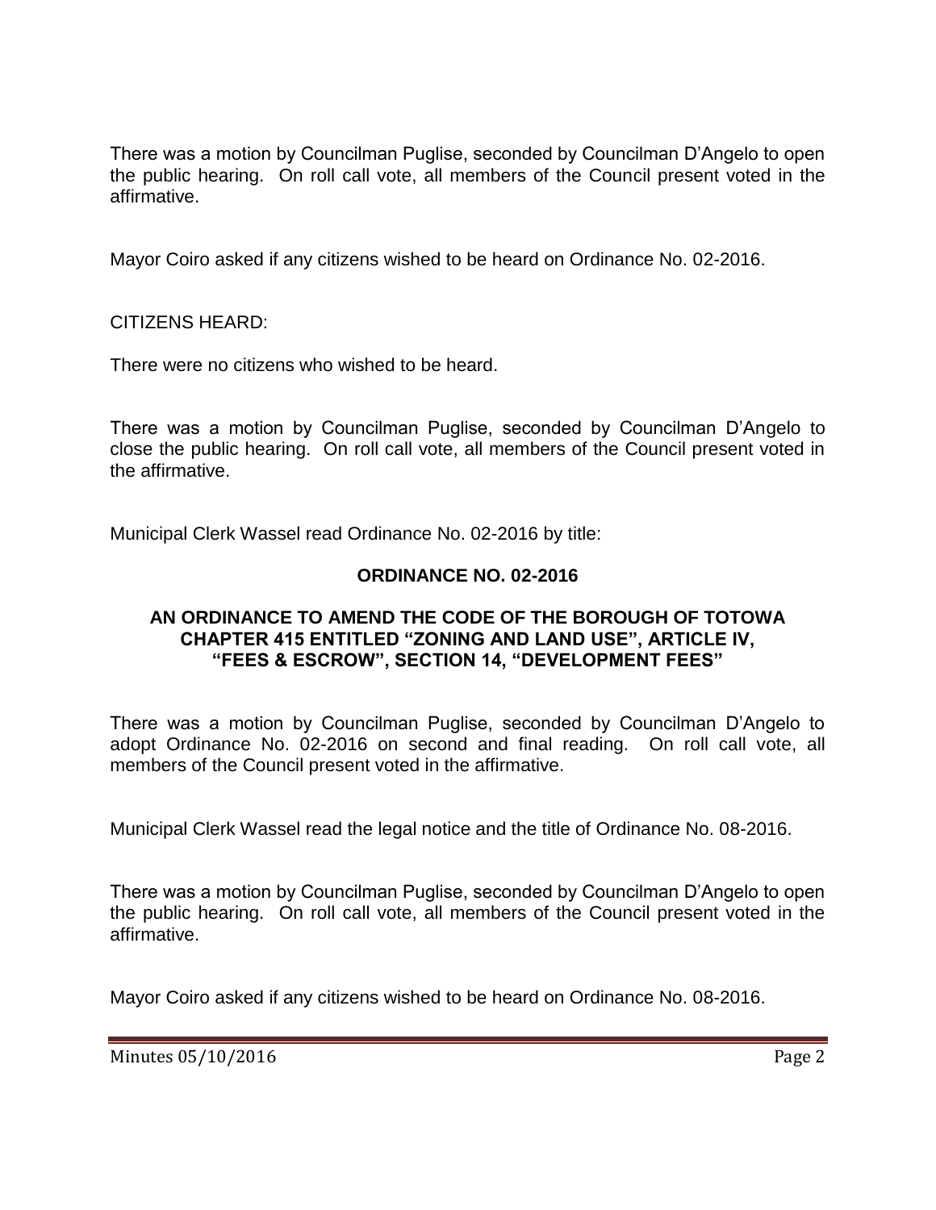There was a motion by Councilman Puglise, seconded by Councilman D'Angelo to open the public hearing. On roll call vote, all members of the Council present voted in the affirmative.

Mayor Coiro asked if any citizens wished to be heard on Ordinance No. 02-2016.

CITIZENS HEARD:

There were no citizens who wished to be heard.

There was a motion by Councilman Puglise, seconded by Councilman D'Angelo to close the public hearing. On roll call vote, all members of the Council present voted in the affirmative.

Municipal Clerk Wassel read Ordinance No. 02-2016 by title:

**ORDINANCE NO. 02-2016**

**AN ORDINANCE TO AMEND THE CODE OF THE BOROUGH OF TOTOWA CHAPTER 415 ENTITLED "ZONING AND LAND USE", ARTICLE IV, "FEES & ESCROW", SECTION 14, "DEVELOPMENT FEES"**

There was a motion by Councilman Puglise, seconded by Councilman D'Angelo to adopt Ordinance No. 02-2016 on second and final reading. On roll call vote, all members of the Council present voted in the affirmative.

Municipal Clerk Wassel read the legal notice and the title of Ordinance No. 08-2016.

There was a motion by Councilman Puglise, seconded by Councilman D'Angelo to open the public hearing. On roll call vote, all members of the Council present voted in the affirmative.

Mayor Coiro asked if any citizens wished to be heard on Ordinance No. 08-2016.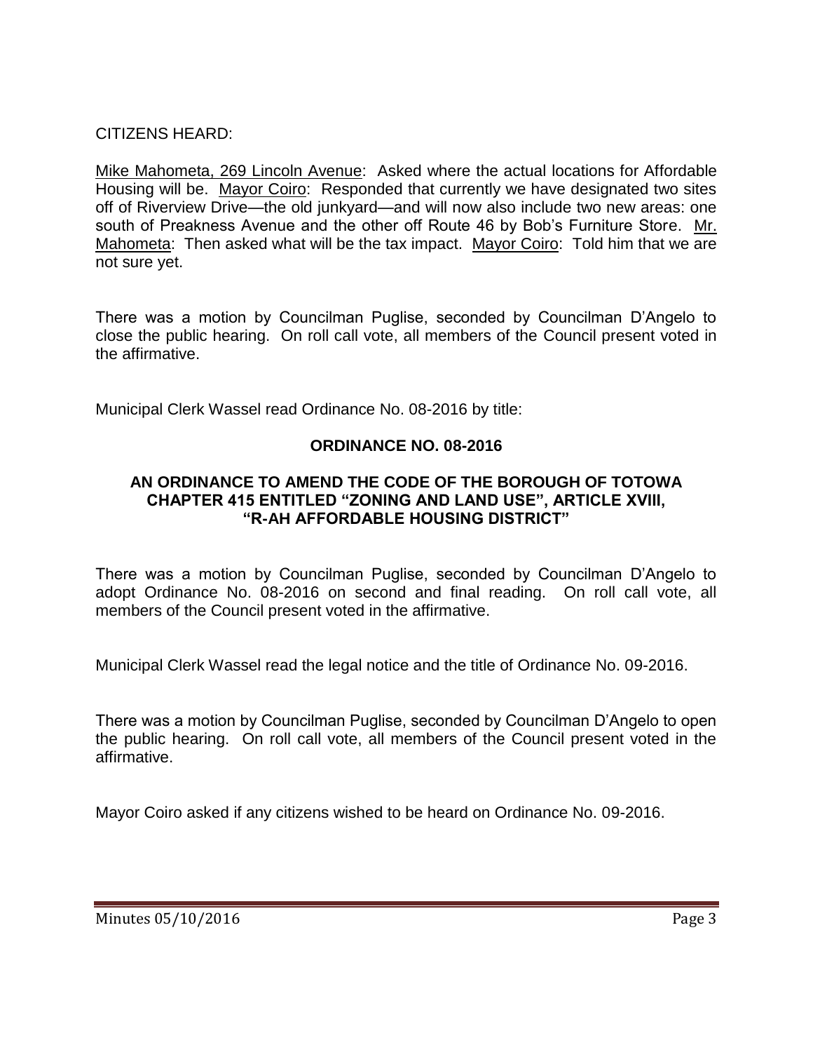CITIZENS HEARD:

Mike Mahometa, 269 Lincoln Avenue: Asked where the actual locations for Affordable Housing will be. Mayor Coiro: Responded that currently we have designated two sites off of Riverview Drive—the old junkyard—and will now also include two new areas: one south of Preakness Avenue and the other off Route 46 by Bob's Furniture Store. Mr. Mahometa: Then asked what will be the tax impact. Mayor Coiro: Told him that we are not sure yet.

There was a motion by Councilman Puglise, seconded by Councilman D'Angelo to close the public hearing. On roll call vote, all members of the Council present voted in the affirmative.

Municipal Clerk Wassel read Ordinance No. 08-2016 by title:

**ORDINANCE NO. 08-2016**

**AN ORDINANCE TO AMEND THE CODE OF THE BOROUGH OF TOTOWA CHAPTER 415 ENTITLED "ZONING AND LAND USE", ARTICLE XVIII, "R-AH AFFORDABLE HOUSING DISTRICT"**

There was a motion by Councilman Puglise, seconded by Councilman D'Angelo to adopt Ordinance No. 08-2016 on second and final reading. On roll call vote, all members of the Council present voted in the affirmative.

Municipal Clerk Wassel read the legal notice and the title of Ordinance No. 09-2016.

There was a motion by Councilman Puglise, seconded by Councilman D'Angelo to open the public hearing. On roll call vote, all members of the Council present voted in the affirmative.

Mayor Coiro asked if any citizens wished to be heard on Ordinance No. 09-2016.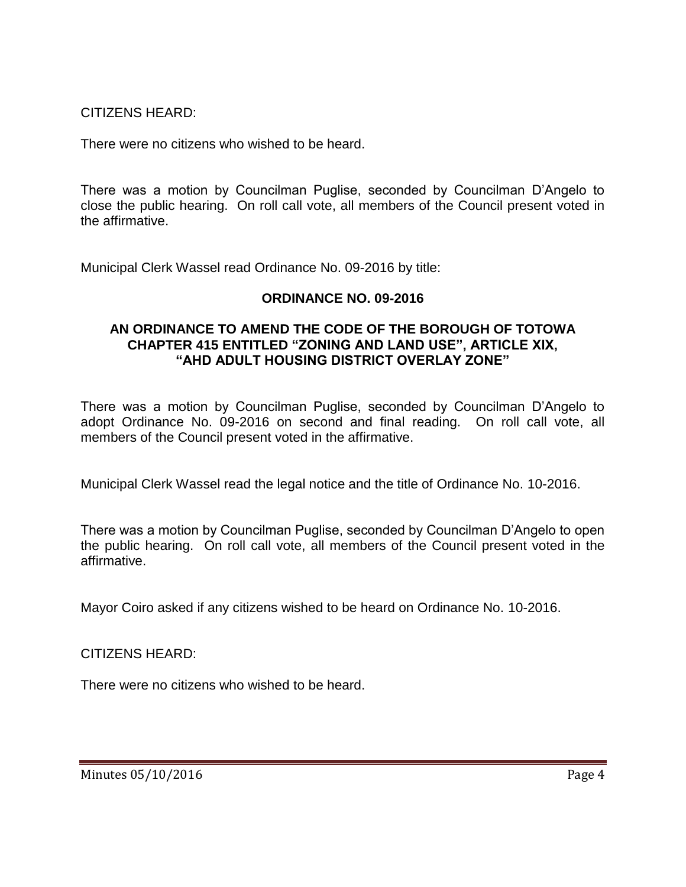CITIZENS HEARD:

There were no citizens who wished to be heard.

There was a motion by Councilman Puglise, seconded by Councilman D'Angelo to close the public hearing. On roll call vote, all members of the Council present voted in the affirmative.

Municipal Clerk Wassel read Ordinance No. 09-2016 by title:

**ORDINANCE NO. 09-2016**

**AN ORDINANCE TO AMEND THE CODE OF THE BOROUGH OF TOTOWA CHAPTER 415 ENTITLED "ZONING AND LAND USE", ARTICLE XIX, "AHD ADULT HOUSING DISTRICT OVERLAY ZONE"**

There was a motion by Councilman Puglise, seconded by Councilman D'Angelo to adopt Ordinance No. 09-2016 on second and final reading. On roll call vote, all members of the Council present voted in the affirmative.

Municipal Clerk Wassel read the legal notice and the title of Ordinance No. 10-2016.

There was a motion by Councilman Puglise, seconded by Councilman D'Angelo to open the public hearing. On roll call vote, all members of the Council present voted in the affirmative.

Mayor Coiro asked if any citizens wished to be heard on Ordinance No. 10-2016.

CITIZENS HEARD:

There were no citizens who wished to be heard.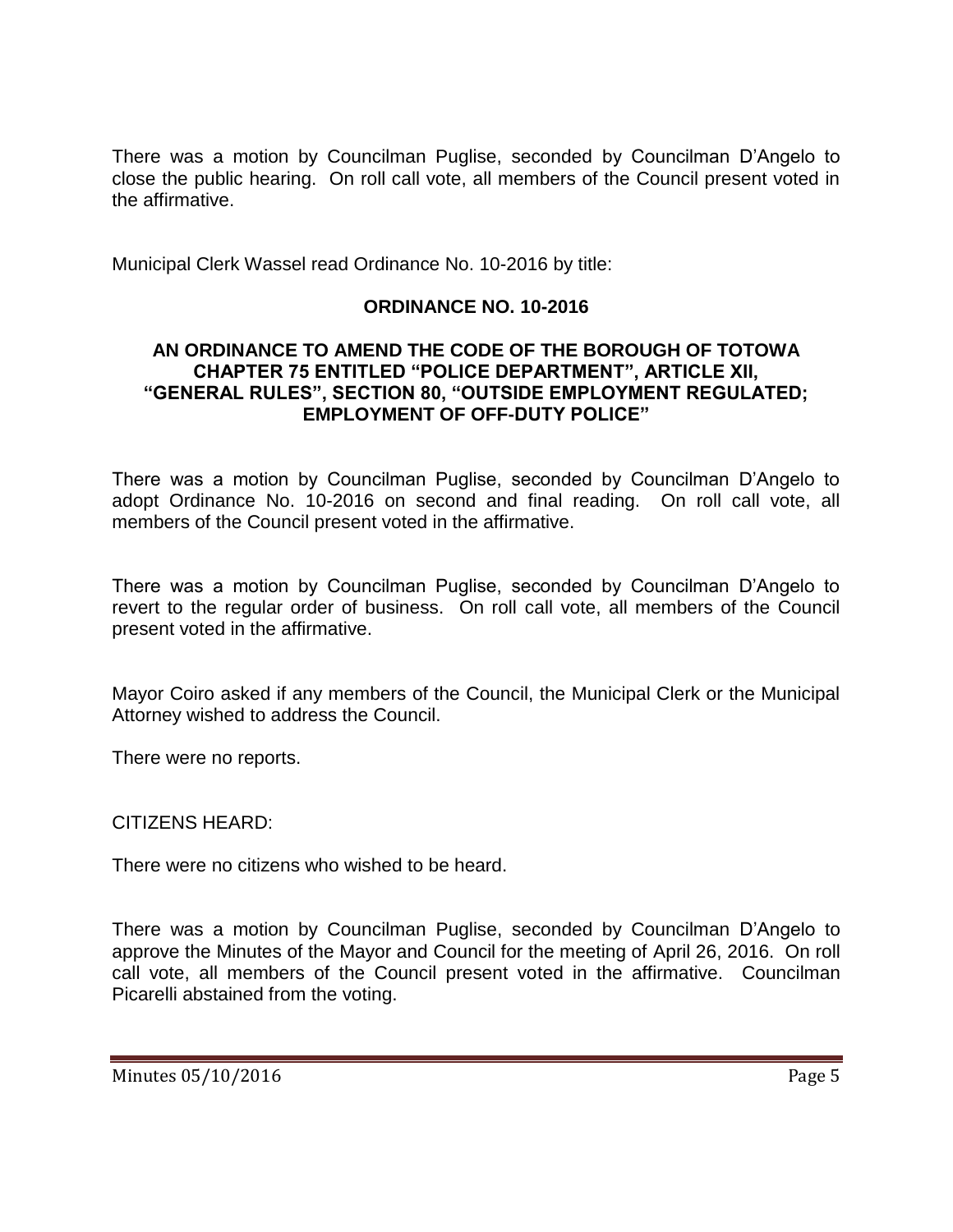There was a motion by Councilman Puglise, seconded by Councilman D'Angelo to close the public hearing. On roll call vote, all members of the Council present voted in the affirmative.

Municipal Clerk Wassel read Ordinance No. 10-2016 by title:

**ORDINANCE NO. 10-2016**

**AN ORDINANCE TO AMEND THE CODE OF THE BOROUGH OF TOTOWA CHAPTER 75 ENTITLED "POLICE DEPARTMENT", ARTICLE XII, "GENERAL RULES", SECTION 80, "OUTSIDE EMPLOYMENT REGULATED; EMPLOYMENT OF OFF-DUTY POLICE"**

There was a motion by Councilman Puglise, seconded by Councilman D'Angelo to adopt Ordinance No. 10-2016 on second and final reading. On roll call vote, all members of the Council present voted in the affirmative.

There was a motion by Councilman Puglise, seconded by Councilman D'Angelo to revert to the regular order of business. On roll call vote, all members of the Council present voted in the affirmative.

Mayor Coiro asked if any members of the Council, the Municipal Clerk or the Municipal Attorney wished to address the Council.

There were no reports.

CITIZENS HEARD:

There were no citizens who wished to be heard.

There was a motion by Councilman Puglise, seconded by Councilman D'Angelo to approve the Minutes of the Mayor and Council for the meeting of April 26, 2016. On roll call vote, all members of the Council present voted in the affirmative. Councilman Picarelli abstained from the voting.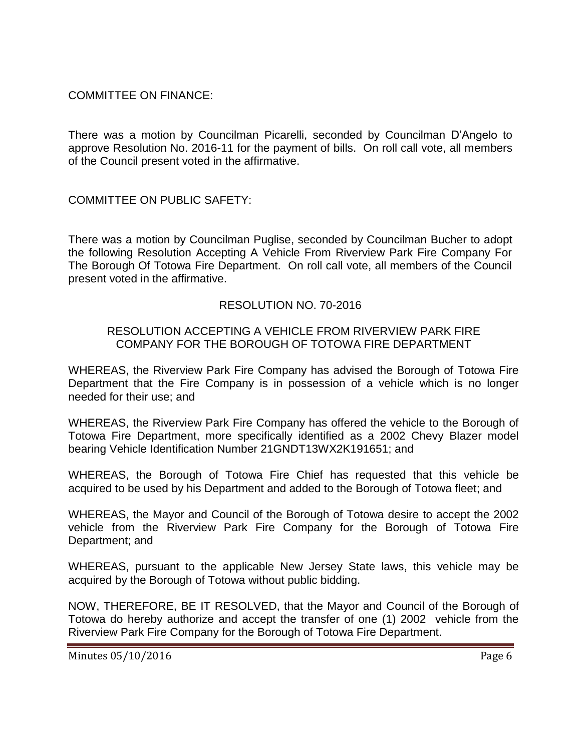COMMITTEE ON FINANCE:

There was a motion by Councilman Picarelli, seconded by Councilman D'Angelo to approve Resolution No. 2016-11 for the payment of bills. On roll call vote, all members of the Council present voted in the affirmative.

COMMITTEE ON PUBLIC SAFETY:

There was a motion by Councilman Puglise, seconded by Councilman Bucher to adopt the following Resolution Accepting A Vehicle From Riverview Park Fire Company For The Borough Of Totowa Fire Department. On roll call vote, all members of the Council present voted in the affirmative.

RESOLUTION NO. 70-2016

RESOLUTION ACCEPTING A VEHICLE FROM RIVERVIEW PARK FIRE COMPANY FOR THE BOROUGH OF TOTOWA FIRE DEPARTMENT

WHEREAS, the Riverview Park Fire Company has advised the Borough of Totowa Fire Department that the Fire Company is in possession of a vehicle which is no longer needed for their use; and

WHEREAS, the Riverview Park Fire Company has offered the vehicle to the Borough of Totowa Fire Department, more specifically identified as a 2002 Chevy Blazer model bearing Vehicle Identification Number 21GNDT13WX2K191651; and

WHEREAS, the Borough of Totowa Fire Chief has requested that this vehicle be acquired to be used by his Department and added to the Borough of Totowa fleet; and

WHEREAS, the Mayor and Council of the Borough of Totowa desire to accept the 2002 vehicle from the Riverview Park Fire Company for the Borough of Totowa Fire Department; and

WHEREAS, pursuant to the applicable New Jersey State laws, this vehicle may be acquired by the Borough of Totowa without public bidding.

NOW, THEREFORE, BE IT RESOLVED, that the Mayor and Council of the Borough of Totowa do hereby authorize and accept the transfer of one (1) 2002 vehicle from the Riverview Park Fire Company for the Borough of Totowa Fire Department.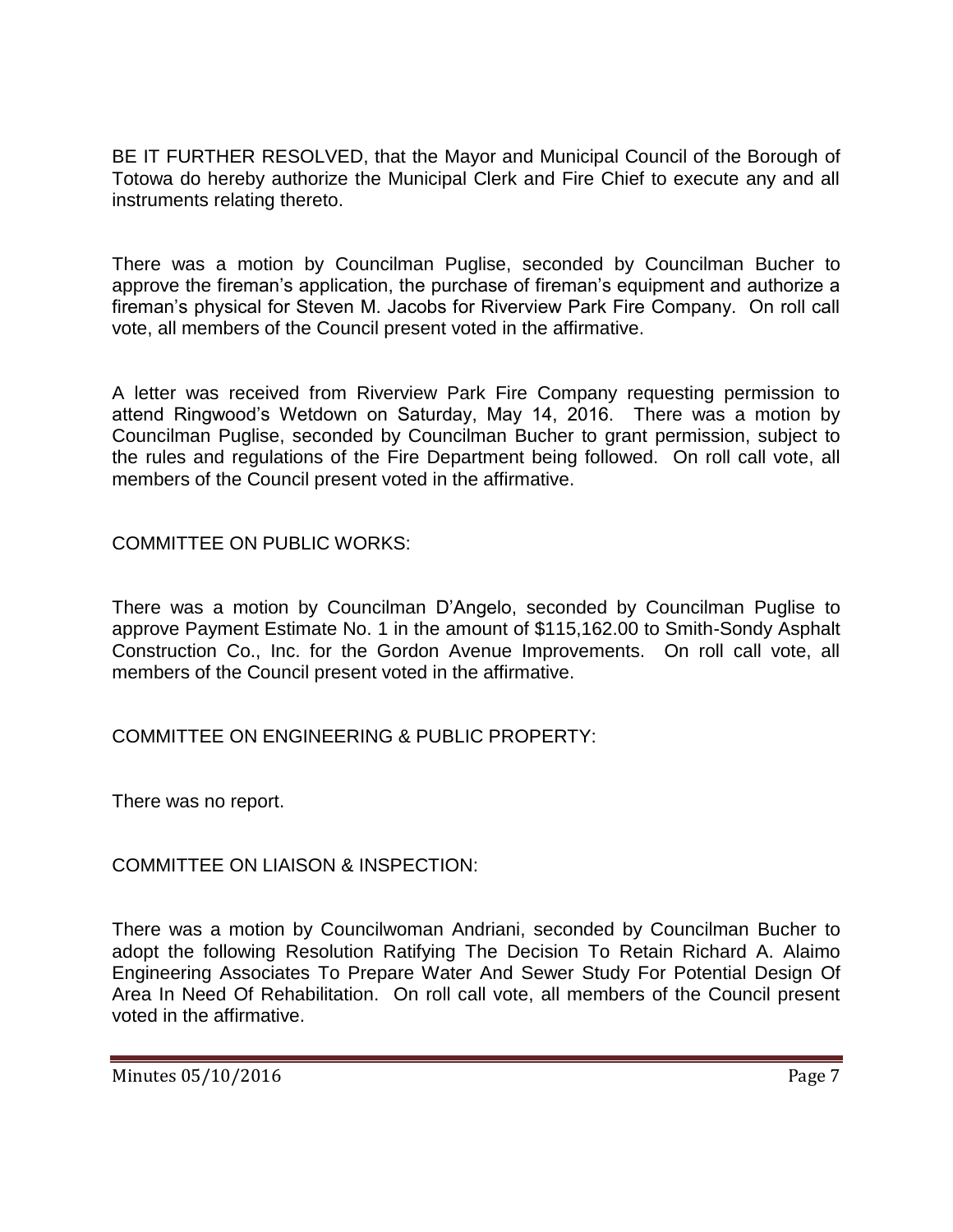BE IT FURTHER RESOLVED, that the Mayor and Municipal Council of the Borough of Totowa do hereby authorize the Municipal Clerk and Fire Chief to execute any and all instruments relating thereto.

There was a motion by Councilman Puglise, seconded by Councilman Bucher to approve the fireman's application, the purchase of fireman's equipment and authorize a fireman's physical for Steven M. Jacobs for Riverview Park Fire Company. On roll call vote, all members of the Council present voted in the affirmative.

A letter was received from Riverview Park Fire Company requesting permission to attend Ringwood's Wetdown on Saturday, May 14, 2016. There was a motion by Councilman Puglise, seconded by Councilman Bucher to grant permission, subject to the rules and regulations of the Fire Department being followed. On roll call vote, all members of the Council present voted in the affirmative.

COMMITTEE ON PUBLIC WORKS:

There was a motion by Councilman D'Angelo, seconded by Councilman Puglise to approve Payment Estimate No. 1 in the amount of $115,162.00 to Smith-Sondy Asphalt Construction Co., Inc. for the Gordon Avenue Improvements. On roll call vote, all members of the Council present voted in the affirmative.

COMMITTEE ON ENGINEERING & PUBLIC PROPERTY:

There was no report.

COMMITTEE ON LIAISON & INSPECTION:

There was a motion by Councilwoman Andriani, seconded by Councilman Bucher to adopt the following Resolution Ratifying The Decision To Retain Richard A. Alaimo Engineering Associates To Prepare Water And Sewer Study For Potential Design Of Area In Need Of Rehabilitation. On roll call vote, all members of the Council present voted in the affirmative.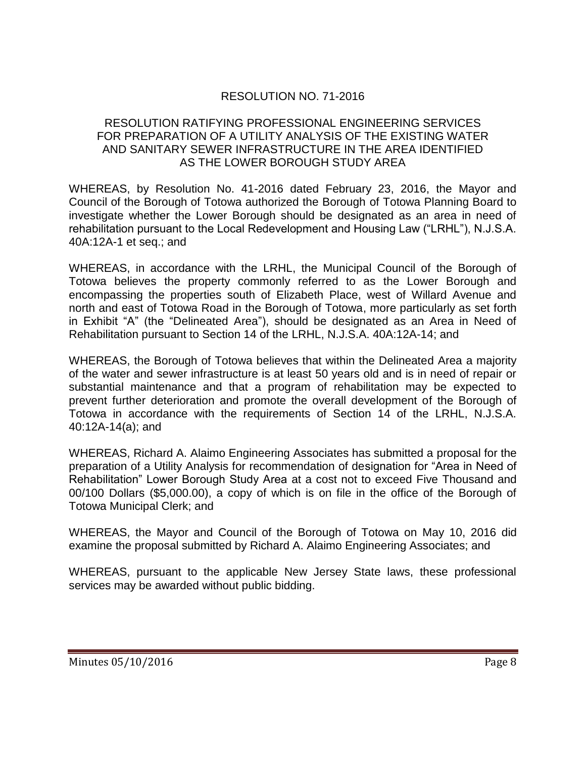## RESOLUTION NO. 71-2016

### RESOLUTION RATIFYING PROFESSIONAL ENGINEERING SERVICES FOR PREPARATION OF A UTILITY ANALYSIS OF THE EXISTING WATER AND SANITARY SEWER INFRASTRUCTURE IN THE AREA IDENTIFIED AS THE LOWER BOROUGH STUDY AREA

WHEREAS, by Resolution No. 41-2016 dated February 23, 2016, the Mayor and Council of the Borough of Totowa authorized the Borough of Totowa Planning Board to investigate whether the Lower Borough should be designated as an area in need of rehabilitation pursuant to the Local Redevelopment and Housing Law ("LRHL"), N.J.S.A. 40A:12A-1 et seq.; and

WHEREAS, in accordance with the LRHL, the Municipal Council of the Borough of Totowa believes the property commonly referred to as the Lower Borough and encompassing the properties south of Elizabeth Place, west of Willard Avenue and north and east of Totowa Road in the Borough of Totowa, more particularly as set forth in Exhibit "A" (the "Delineated Area"), should be designated as an Area in Need of Rehabilitation pursuant to Section 14 of the LRHL, N.J.S.A. 40A:12A-14; and

WHEREAS, the Borough of Totowa believes that within the Delineated Area a majority of the water and sewer infrastructure is at least 50 years old and is in need of repair or substantial maintenance and that a program of rehabilitation may be expected to prevent further deterioration and promote the overall development of the Borough of Totowa in accordance with the requirements of Section 14 of the LRHL, N.J.S.A. 40:12A-14(a); and

WHEREAS, Richard A. Alaimo Engineering Associates has submitted a proposal for the preparation of a Utility Analysis for recommendation of designation for "Area in Need of Rehabilitation" Lower Borough Study Area at a cost not to exceed Five Thousand and 00/100 Dollars ($5,000.00), a copy of which is on file in the office of the Borough of Totowa Municipal Clerk; and

WHEREAS, the Mayor and Council of the Borough of Totowa on May 10, 2016 did examine the proposal submitted by Richard A. Alaimo Engineering Associates; and

WHEREAS, pursuant to the applicable New Jersey State laws, these professional services may be awarded without public bidding.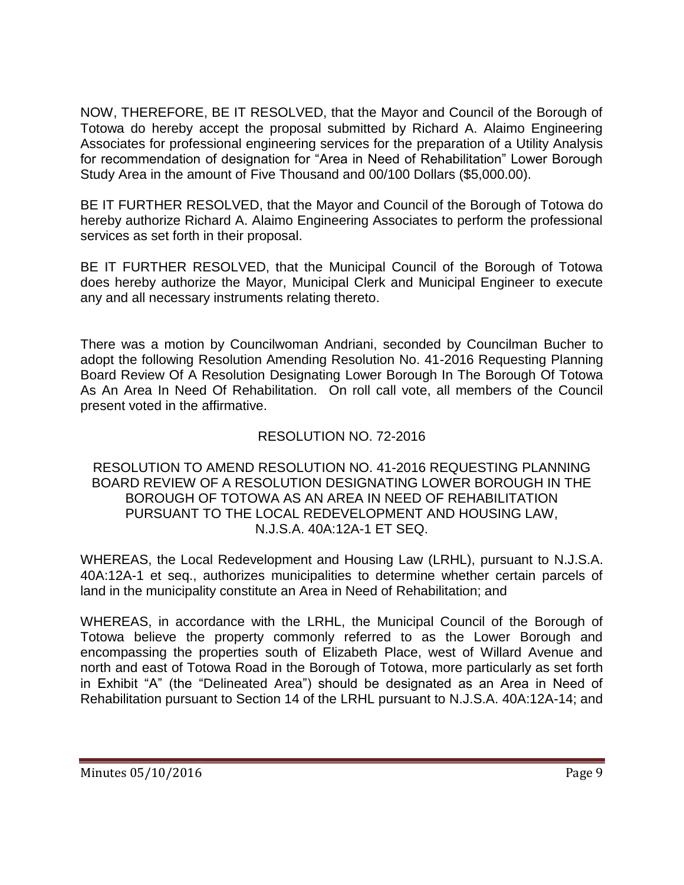NOW, THEREFORE, BE IT RESOLVED, that the Mayor and Council of the Borough of Totowa do hereby accept the proposal submitted by Richard A. Alaimo Engineering Associates for professional engineering services for the preparation of a Utility Analysis for recommendation of designation for "Area in Need of Rehabilitation" Lower Borough Study Area in the amount of Five Thousand and 00/100 Dollars ($5,000.00).

BE IT FURTHER RESOLVED, that the Mayor and Council of the Borough of Totowa do hereby authorize Richard A. Alaimo Engineering Associates to perform the professional services as set forth in their proposal.

BE IT FURTHER RESOLVED, that the Municipal Council of the Borough of Totowa does hereby authorize the Mayor, Municipal Clerk and Municipal Engineer to execute any and all necessary instruments relating thereto.

There was a motion by Councilwoman Andriani, seconded by Councilman Bucher to adopt the following Resolution Amending Resolution No. 41-2016 Requesting Planning Board Review Of A Resolution Designating Lower Borough In The Borough Of Totowa As An Area In Need Of Rehabilitation. On roll call vote, all members of the Council present voted in the affirmative.

RESOLUTION NO. 72-2016

RESOLUTION TO AMEND RESOLUTION NO. 41-2016 REQUESTING PLANNING BOARD REVIEW OF A RESOLUTION DESIGNATING LOWER BOROUGH IN THE BOROUGH OF TOTOWA AS AN AREA IN NEED OF REHABILITATION PURSUANT TO THE LOCAL REDEVELOPMENT AND HOUSING LAW, N.J.S.A. 40A:12A-1 ET SEQ.

WHEREAS, the Local Redevelopment and Housing Law (LRHL), pursuant to N.J.S.A. 40A:12A-1 et seq., authorizes municipalities to determine whether certain parcels of land in the municipality constitute an Area in Need of Rehabilitation; and

WHEREAS, in accordance with the LRHL, the Municipal Council of the Borough of Totowa believe the property commonly referred to as the Lower Borough and encompassing the properties south of Elizabeth Place, west of Willard Avenue and north and east of Totowa Road in the Borough of Totowa, more particularly as set forth in Exhibit "A" (the "Delineated Area") should be designated as an Area in Need of Rehabilitation pursuant to Section 14 of the LRHL pursuant to N.J.S.A. 40A:12A-14; and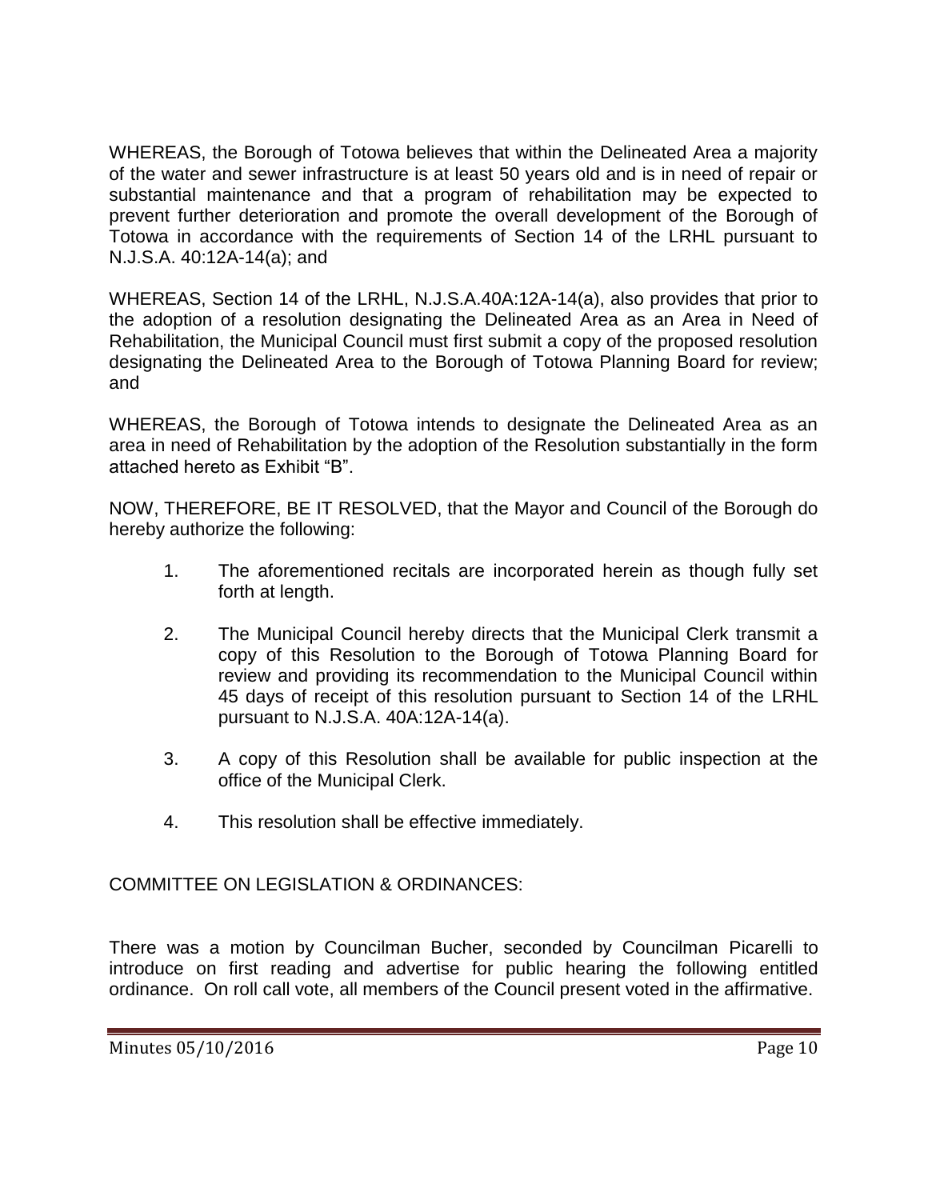WHEREAS, the Borough of Totowa believes that within the Delineated Area a majority of the water and sewer infrastructure is at least 50 years old and is in need of repair or substantial maintenance and that a program of rehabilitation may be expected to prevent further deterioration and promote the overall development of the Borough of Totowa in accordance with the requirements of Section 14 of the LRHL pursuant to N.J.S.A. 40:12A-14(a); and

WHEREAS, Section 14 of the LRHL, N.J.S.A.40A:12A-14(a), also provides that prior to the adoption of a resolution designating the Delineated Area as an Area in Need of Rehabilitation, the Municipal Council must first submit a copy of the proposed resolution designating the Delineated Area to the Borough of Totowa Planning Board for review; and

WHEREAS, the Borough of Totowa intends to designate the Delineated Area as an area in need of Rehabilitation by the adoption of the Resolution substantially in the form attached hereto as Exhibit "B".

NOW, THEREFORE, BE IT RESOLVED, that the Mayor and Council of the Borough do hereby authorize the following:

1. The aforementioned recitals are incorporated herein as though fully set forth at length.

2. The Municipal Council hereby directs that the Municipal Clerk transmit a copy of this Resolution to the Borough of Totowa Planning Board for review and providing its recommendation to the Municipal Council within 45 days of receipt of this resolution pursuant to Section 14 of the LRHL pursuant to N.J.S.A. 40A:12A-14(a).

3. A copy of this Resolution shall be available for public inspection at the office of the Municipal Clerk.

4. This resolution shall be effective immediately.

COMMITTEE ON LEGISLATION & ORDINANCES:

There was a motion by Councilman Bucher, seconded by Councilman Picarelli to introduce on first reading and advertise for public hearing the following entitled ordinance. On roll call vote, all members of the Council present voted in the affirmative.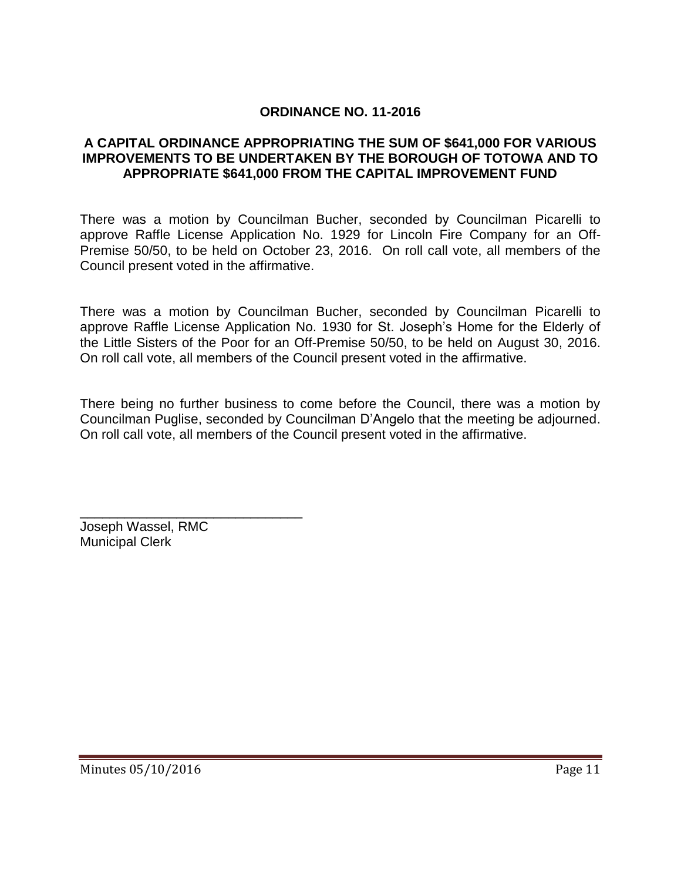**ORDINANCE NO. 11-2016**

**A CAPITAL ORDINANCE APPROPRIATING THE SUM OF $641,000 FOR VARIOUS IMPROVEMENTS TO BE UNDERTAKEN BY THE BOROUGH OF TOTOWA AND TO APPROPRIATE $641,000 FROM THE CAPITAL IMPROVEMENT FUND**

There was a motion by Councilman Bucher, seconded by Councilman Picarelli to approve Raffle License Application No. 1929 for Lincoln Fire Company for an Off-Premise 50/50, to be held on October 23, 2016. On roll call vote, all members of the Council present voted in the affirmative.

There was a motion by Councilman Bucher, seconded by Councilman Picarelli to approve Raffle License Application No. 1930 for St. Joseph's Home for the Elderly of the Little Sisters of the Poor for an Off-Premise 50/50, to be held on August 30, 2016. On roll call vote, all members of the Council present voted in the affirmative.

There being no further business to come before the Council, there was a motion by Councilman Puglise, seconded by Councilman D'Angelo that the meeting be adjourned. On roll call vote, all members of the Council present voted in the affirmative.

\_\_\_\_\_\_\_\_\_\_\_\_\_\_\_\_\_\_\_\_\_\_\_\_\_\_\_\_\_\_\_\_
Joseph Wassel, RMC
Municipal Clerk